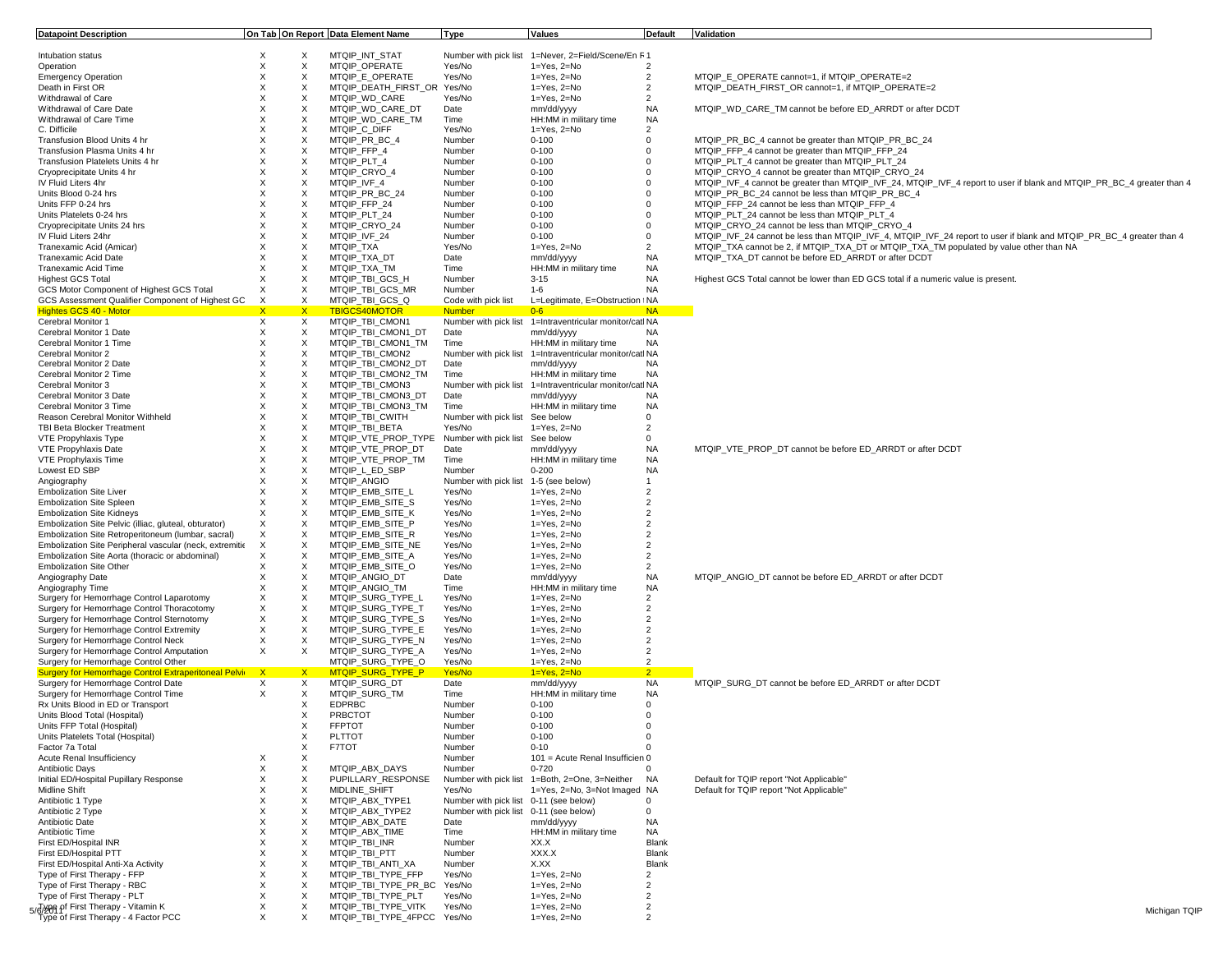| Datapoint Description | On Tab | On Report | Data Element Name | Type | Values | Default | Validation |
|---|---|---|---|---|---|---|---|
| Intubation status | X | X | MTQIP_INT_STAT | Number with pick list | 1=Never, 2=Field/Scene/En R | 1 | |
| Operation | X | X | MTQIP_OPERATE | Yes/No | 1=Yes, 2=No | 2 | |
| Emergency Operation | X | X | MTQIP_E_OPERATE | Yes/No | 1=Yes, 2=No | 2 | MTQIP_E_OPERATE cannot=1, if MTQIP_OPERATE=2 |
| Death in First OR | X | X | MTQIP_DEATH_FIRST_OR | Yes/No | 1=Yes, 2=No | 2 | MTQIP_DEATH_FIRST_OR cannot=1, if MTQIP_OPERATE=2 |
| Withdrawal of Care | X | X | MTQIP_WD_CARE | Yes/No | 1=Yes, 2=No | 2 | |
| Withdrawal of Care Date | X | X | MTQIP_WD_CARE_DT | Date | mm/dd/yyyy | NA | MTQIP_WD_CARE_TM cannot be before ED_ARRDT or after DCDT |
| Withdrawal of Care Time | X | X | MTQIP_WD_CARE_TM | Time | HH:MM in military time | NA | |
| C. Difficile | X | X | MTQIP_C_DIFF | Yes/No | 1=Yes, 2=No | 2 | |
| Transfusion Blood Units 4 hr | X | X | MTQIP_PR_BC_4 | Number | 0-100 | 0 | MTQIP_PR_BC_4 cannot be greater than MTQIP_PR_BC_24 |
| Transfusion Plasma Units 4 hr | X | X | MTQIP_FFP_4 | Number | 0-100 | 0 | MTQIP_FFP_4 cannot be greater than MTQIP_FFP_24 |
| Transfusion Platelets Units 4 hr | X | X | MTQIP_PLT_4 | Number | 0-100 | 0 | MTQIP_PLT_4 cannot be greater than MTQIP_PLT_24 |
| Cryoprecipitate Units 4 hr | X | X | MTQIP_CRYO_4 | Number | 0-100 | 0 | MTQIP_CRYO_4 cannot be greater than MTQIP_CRYO_24 |
| IV Fluid Liters 4hr | X | X | MTQIP_IVF_4 | Number | 0-100 | 0 | MTQIP_IVF_4 cannot be greater than MTQIP_IVF_24, MTQIP_IVF_4 report to user if blank and MTQIP_PR_BC_4 greater than 4 |
| Units Blood 0-24 hrs | X | X | MTQIP_PR_BC_24 | Number | 0-100 | 0 | MTQIP_PR_BC_24 cannot be less than MTQIP_PR_BC_4 |
| Units FFP 0-24 hrs | X | X | MTQIP_FFP_24 | Number | 0-100 | 0 | MTQIP_FFP_24 cannot be less than MTQIP_FFP_4 |
| Units Platelets 0-24 hrs | X | X | MTQIP_PLT_24 | Number | 0-100 | 0 | MTQIP_PLT_24 cannot be less than MTQIP_PLT_4 |
| Cryoprecipitate Units 24 hrs | X | X | MTQIP_CRYO_24 | Number | 0-100 | 0 | MTQIP_CRYO_24 cannot be less than MTQIP_CRYO_4 |
| IV Fluid Liters 24hr | X | X | MTQIP_IVF_24 | Number | 0-100 | 0 | MTQIP_IVF_24 cannot be less than MTQIP_IVF_4, MTQIP_IVF_24 report to user if blank and MTQIP_PR_BC_4 greater than 4 |
| Tranexamic Acid (Amicar) | X | X | MTQIP_TXA | Yes/No | 1=Yes, 2=No | 2 | MTQIP_TXA cannot be 2, if MTQIP_TXA_DT or MTQIP_TXA_TM populated by value other than NA |
| Tranexamic Acid Date | X | X | MTQIP_TXA_DT | Date | mm/dd/yyyy | NA | MTQIP_TXA_DT cannot be before ED_ARRDT or after DCDT |
| Tranexamic Acid Time | X | X | MTQIP_TXA_TM | Time | HH:MM in military time | NA | |
| Highest GCS Total | X | X | MTQIP_TBI_GCS_H | Number | 3-15 | NA | Highest GCS Total cannot be lower than ED GCS total if a numeric value is present. |
| GCS Motor Component of Highest GCS Total | X | X | MTQIP_TBI_GCS_MR | Number | 1-6 | NA | |
| GCS Assessment Qualifier Component of Highest GC | X | X | MTQIP_TBI_GCS_Q | Code with pick list | L=Legitimate, E=Obstruction t | NA | |
| Hightes GCS 40 - Motor | X | X | TBIGCS40MOTOR | Number | 0-6 | NA | |
| Cerebral Monitor 1 | X | X | MTQIP_TBI_CMON1 | Number with pick list | 1=Intraventricular monitor/catl | NA | |
| Cerebral Monitor 1 Date | X | X | MTQIP_TBI_CMON1_DT | Date | mm/dd/yyyy | NA | |
| Cerebral Monitor 1 Time | X | X | MTQIP_TBI_CMON1_TM | Time | HH:MM in military time | NA | |
| Cerebral Monitor 2 | X | X | MTQIP_TBI_CMON2 | Number with pick list | 1=Intraventricular monitor/catl | NA | |
| Cerebral Monitor 2 Date | X | X | MTQIP_TBI_CMON2_DT | Date | mm/dd/yyyy | NA | |
| Cerebral Monitor 2 Time | X | X | MTQIP_TBI_CMON2_TM | Time | HH:MM in military time | NA | |
| Cerebral Monitor 3 | X | X | MTQIP_TBI_CMON3 | Number with pick list | 1=Intraventricular monitor/catl | NA | |
| Cerebral Monitor 3 Date | X | X | MTQIP_TBI_CMON3_DT | Date | mm/dd/yyyy | NA | |
| Cerebral Monitor 3 Time | X | X | MTQIP_TBI_CMON3_TM | Time | HH:MM in military time | NA | |
| Reason Cerebral Monitor Withheld | X | X | MTQIP_TBI_CWITH | Number with pick list | See below | 0 | |
| TBI Beta Blocker Treatment | X | X | MTQIP_TBI_BETA | Yes/No | 1=Yes, 2=No | 2 | |
| VTE Propyhlaxis Type | X | X | MTQIP_VTE_PROP_TYPE | Number with pick list | See below | 0 | |
| VTE Propyhlaxis Date | X | X | MTQIP_VTE_PROP_DT | Date | mm/dd/yyyy | NA | MTQIP_VTE_PROP_DT cannot be before ED_ARRDT or after DCDT |
| VTE Prophylaxis Time | X | X | MTQIP_VTE_PROP_TM | Time | HH:MM in military time | NA | |
| Lowest ED SBP | X | X | MTQIP_L_ED_SBP | Number | 0-200 | NA | |
| Angiography | X | X | MTQIP_ANGIO | Number with pick list | 1-5 (see below) | 1 | |
| Embolization Site Liver | X | X | MTQIP_EMB_SITE_L | Yes/No | 1=Yes, 2=No | 2 | |
| Embolization Site Spleen | X | X | MTQIP_EMB_SITE_S | Yes/No | 1=Yes, 2=No | 2 | |
| Embolization Site Kidneys | X | X | MTQIP_EMB_SITE_K | Yes/No | 1=Yes, 2=No | 2 | |
| Embolization Site Pelvic (illiac, gluteal, obturator) | X | X | MTQIP_EMB_SITE_P | Yes/No | 1=Yes, 2=No | 2 | |
| Embolization Site Retroperitoneum (lumbar, sacral) | X | X | MTQIP_EMB_SITE_R | Yes/No | 1=Yes, 2=No | 2 | |
| Embolization Site Peripheral vascular (neck, extremitie | X | X | MTQIP_EMB_SITE_NE | Yes/No | 1=Yes, 2=No | 2 | |
| Embolization Site Aorta (thoracic or abdominal) | X | X | MTQIP_EMB_SITE_A | Yes/No | 1=Yes, 2=No | 2 | |
| Embolization Site Other | X | X | MTQIP_EMB_SITE_O | Yes/No | 1=Yes, 2=No | 2 | |
| Angiography Date | X | X | MTQIP_ANGIO_DT | Date | mm/dd/yyyy | NA | MTQIP_ANGIO_DT cannot be before ED_ARRDT or after DCDT |
| Angiography Time | X | X | MTQIP_ANGIO_TM | Time | HH:MM in military time | NA | |
| Surgery for Hemorrhage Control Laparotomy | X | X | MTQIP_SURG_TYPE_L | Yes/No | 1=Yes, 2=No | 2 | |
| Surgery for Hemorrhage Control Thoracotomy | X | X | MTQIP_SURG_TYPE_T | Yes/No | 1=Yes, 2=No | 2 | |
| Surgery for Hemorrhage Control Sternotomy | X | X | MTQIP_SURG_TYPE_S | Yes/No | 1=Yes, 2=No | 2 | |
| Surgery for Hemorrhage Control Extremity | X | X | MTQIP_SURG_TYPE_E | Yes/No | 1=Yes, 2=No | 2 | |
| Surgery for Hemorrhage Control Neck | X | X | MTQIP_SURG_TYPE_N | Yes/No | 1=Yes, 2=No | 2 | |
| Surgery for Hemorrhage Control Amputation | X | X | MTQIP_SURG_TYPE_A | Yes/No | 1=Yes, 2=No | 2 | |
| Surgery for Hemorrhage Control Other | | | MTQIP_SURG_TYPE_O | Yes/No | 1=Yes, 2=No | 2 | |
| Surgery for Hemorrhage Control Extraperitoneal Pelvi | X | X | MTQIP_SURG_TYPE_P | Yes/No | 1=Yes, 2=No | 2 | |
| Surgery for Hemorrhage Control Date | X | X | MTQIP_SURG_DT | Date | mm/dd/yyyy | NA | MTQIP_SURG_DT cannot be before ED_ARRDT or after DCDT |
| Surgery for Hemorrhage Control Time | X | X | MTQIP_SURG_TM | Time | HH:MM in military time | NA | |
| Rx Units Blood in ED or Transport | | X | EDPRBC | Number | 0-100 | 0 | |
| Units Blood Total (Hospital) | | X | PRBCTOT | Number | 0-100 | 0 | |
| Units FFP Total (Hospital) | | X | FFPTOT | Number | 0-100 | 0 | |
| Units Platelets Total (Hospital) | | X | PLTTOT | Number | 0-100 | 0 | |
| Factor 7a Total | | X | F7TOT | Number | 0-10 | 0 | |
| Acute Renal Insufficiency | X | X | | Number | 101 = Acute Renal Insufficien | 0 | |
| Antibiotic Days | X | X | MTQIP_ABX_DAYS | Number | 0-720 | 0 | |
| Initial ED/Hospital Pupillary Response | X | X | PUPILLARY_RESPONSE | Number with pick list | 1=Both, 2=One, 3=Neither | NA | Default for TQIP report "Not Applicable" |
| Midline Shift | X | X | MIDLINE_SHIFT | Yes/No | 1=Yes, 2=No, 3=Not Imaged | NA | Default for TQIP report "Not Applicable" |
| Antibiotic 1 Type | X | X | MTQIP_ABX_TYPE1 | Number with pick list | 0-11 (see below) | 0 | |
| Antibiotic 2 Type | X | X | MTQIP_ABX_TYPE2 | Number with pick list | 0-11 (see below) | 0 | |
| Antibiotic Date | X | X | MTQIP_ABX_DATE | Date | mm/dd/yyyy | NA | |
| Antibiotic Time | X | X | MTQIP_ABX_TIME | Time | HH:MM in military time | NA | |
| First ED/Hospital INR | X | X | MTQIP_TBI_INR | Number | XX.X | Blank | |
| First ED/Hospital PTT | X | X | MTQIP_TBI_PTT | Number | XXX.X | Blank | |
| First ED/Hospital Anti-Xa Activity | X | X | MTQIP_TBI_ANTI_XA | Number | X.XX | Blank | |
| Type of First Therapy - FFP | X | X | MTQIP_TBI_TYPE_FFP | Yes/No | 1=Yes, 2=No | 2 | |
| Type of First Therapy - RBC | X | X | MTQIP_TBI_TYPE_PR_BC | Yes/No | 1=Yes, 2=No | 2 | |
| Type of First Therapy - PLT | X | X | MTQIP_TBI_TYPE_PLT | Yes/No | 1=Yes, 2=No | 2 | |
| Type of First Therapy - Vitamin K | X | X | MTQIP_TBI_TYPE_VITK | Yes/No | 1=Yes, 2=No | 2 | |
| Type of First Therapy - 4 Factor PCC | X | X | MTQIP_TBI_TYPE_4FPCC | Yes/No | 1=Yes, 2=No | 2 | |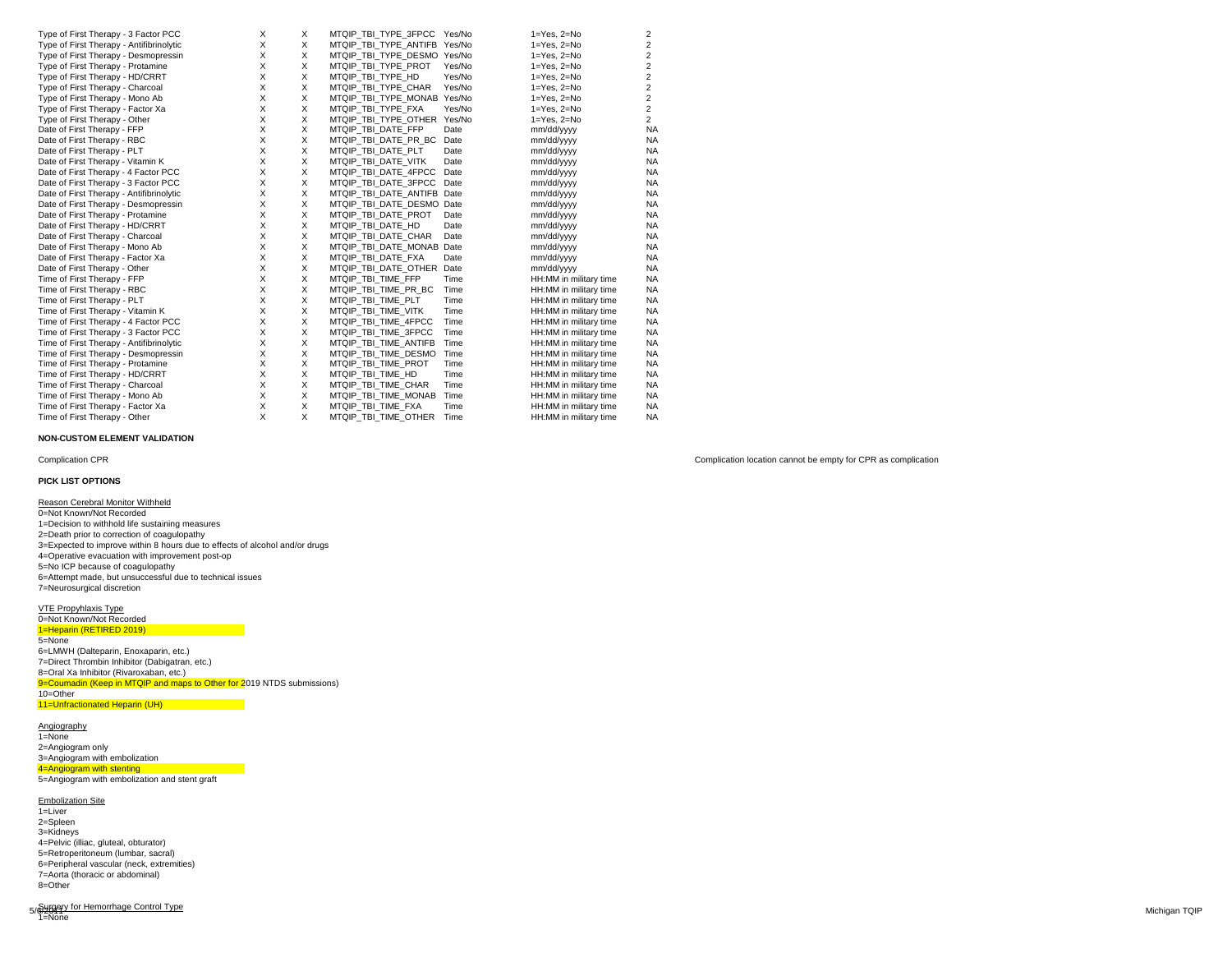| | | | | | | |
|---|---|---|---|---|---|---|
| Type of First Therapy - 3 Factor PCC | X | X | MTQIP_TBI_TYPE_3FPCC | Yes/No | 1=Yes, 2=No | 2 |
| Type of First Therapy - Antifibrinolytic | X | X | MTQIP_TBI_TYPE_ANTIFB | Yes/No | 1=Yes, 2=No | 2 |
| Type of First Therapy - Desmopressin | X | X | MTQIP_TBI_TYPE_DESMO | Yes/No | 1=Yes, 2=No | 2 |
| Type of First Therapy - Protamine | X | X | MTQIP_TBI_TYPE_PROT | Yes/No | 1=Yes, 2=No | 2 |
| Type of First Therapy - HD/CRRT | X | X | MTQIP_TBI_TYPE_HD | Yes/No | 1=Yes, 2=No | 2 |
| Type of First Therapy - Charcoal | X | X | MTQIP_TBI_TYPE_CHAR | Yes/No | 1=Yes, 2=No | 2 |
| Type of First Therapy - Mono Ab | X | X | MTQIP_TBI_TYPE_MONAB | Yes/No | 1=Yes, 2=No | 2 |
| Type of First Therapy - Factor Xa | X | X | MTQIP_TBI_TYPE_FXA | Yes/No | 1=Yes, 2=No | 2 |
| Type of First Therapy - Other | X | X | MTQIP_TBI_TYPE_OTHER | Yes/No | 1=Yes, 2=No | 2 |
| Date of First Therapy - FFP | X | X | MTQIP_TBI_DATE_FFP | Date | mm/dd/yyyy | NA |
| Date of First Therapy - RBC | X | X | MTQIP_TBI_DATE_PR_BC | Date | mm/dd/yyyy | NA |
| Date of First Therapy - PLT | X | X | MTQIP_TBI_DATE_PLT | Date | mm/dd/yyyy | NA |
| Date of First Therapy - Vitamin K | X | X | MTQIP_TBI_DATE_VITK | Date | mm/dd/yyyy | NA |
| Date of First Therapy - 4 Factor PCC | X | X | MTQIP_TBI_DATE_4FPCC | Date | mm/dd/yyyy | NA |
| Date of First Therapy - 3 Factor PCC | X | X | MTQIP_TBI_DATE_3FPCC | Date | mm/dd/yyyy | NA |
| Date of First Therapy - Antifibrinolytic | X | X | MTQIP_TBI_DATE_ANTIFB | Date | mm/dd/yyyy | NA |
| Date of First Therapy - Desmopressin | X | X | MTQIP_TBI_DATE_DESMO | Date | mm/dd/yyyy | NA |
| Date of First Therapy - Protamine | X | X | MTQIP_TBI_DATE_PROT | Date | mm/dd/yyyy | NA |
| Date of First Therapy - HD/CRRT | X | X | MTQIP_TBI_DATE_HD | Date | mm/dd/yyyy | NA |
| Date of First Therapy - Charcoal | X | X | MTQIP_TBI_DATE_CHAR | Date | mm/dd/yyyy | NA |
| Date of First Therapy - Mono Ab | X | X | MTQIP_TBI_DATE_MONAB | Date | mm/dd/yyyy | NA |
| Date of First Therapy - Factor Xa | X | X | MTQIP_TBI_DATE_FXA | Date | mm/dd/yyyy | NA |
| Date of First Therapy - Other | X | X | MTQIP_TBI_DATE_OTHER | Date | mm/dd/yyyy | NA |
| Time of First Therapy - FFP | X | X | MTQIP_TBI_TIME_FFP | Time | HH:MM in military time | NA |
| Time of First Therapy - RBC | X | X | MTQIP_TBI_TIME_PR_BC | Time | HH:MM in military time | NA |
| Time of First Therapy - PLT | X | X | MTQIP_TBI_TIME_PLT | Time | HH:MM in military time | NA |
| Time of First Therapy - Vitamin K | X | X | MTQIP_TBI_TIME_VITK | Time | HH:MM in military time | NA |
| Time of First Therapy - 4 Factor PCC | X | X | MTQIP_TBI_TIME_4FPCC | Time | HH:MM in military time | NA |
| Time of First Therapy - 3 Factor PCC | X | X | MTQIP_TBI_TIME_3FPCC | Time | HH:MM in military time | NA |
| Time of First Therapy - Antifibrinolytic | X | X | MTQIP_TBI_TIME_ANTIFB | Time | HH:MM in military time | NA |
| Time of First Therapy - Desmopressin | X | X | MTQIP_TBI_TIME_DESMO | Time | HH:MM in military time | NA |
| Time of First Therapy - Protamine | X | X | MTQIP_TBI_TIME_PROT | Time | HH:MM in military time | NA |
| Time of First Therapy - HD/CRRT | X | X | MTQIP_TBI_TIME_HD | Time | HH:MM in military time | NA |
| Time of First Therapy - Charcoal | X | X | MTQIP_TBI_TIME_CHAR | Time | HH:MM in military time | NA |
| Time of First Therapy - Mono Ab | X | X | MTQIP_TBI_TIME_MONAB | Time | HH:MM in military time | NA |
| Time of First Therapy - Factor Xa | X | X | MTQIP_TBI_TIME_FXA | Time | HH:MM in military time | NA |
| Time of First Therapy - Other | X | X | MTQIP_TBI_TIME_OTHER | Time | HH:MM in military time | NA |

**NON-CUSTOM ELEMENT VALIDATION**

Complication CPR — Complication location cannot be empty for CPR as complication

**PICK LIST OPTIONS**

Reason Cerebral Monitor Withheld
0=Not Known/Not Recorded
1=Decision to withhold life sustaining measures
2=Death prior to correction of coagulopathy
3=Expected to improve within 8 hours due to effects of alcohol and/or drugs
4=Operative evacuation with improvement post-op
5=No ICP because of coagulopathy
6=Attempt made, but unsuccessful due to technical issues
7=Neurosurgical discretion

VTE Propyhlaxis Type
0=Not Known/Not Recorded
1=Heparin (RETIRED 2019)
5=None
6=LMWH (Dalteparin, Enoxaparin, etc.)
7=Direct Thrombin Inhibitor (Dabigatran, etc.)
8=Oral Xa Inhibitor (Rivaroxaban, etc.)
9=Coumadin (Keep in MTQIP and maps to Other for 2019 NTDS submissions)
10=Other
11=Unfractionated Heparin (UH)

Angiography
1=None
2=Angiogram only
3=Angiogram with embolization
4=Angiogram with stenting
5=Angiogram with embolization and stent graft

Embolization Site
1=Liver
2=Spleen
3=Kidneys
4=Pelvic (illiac, gluteal, obturator)
5=Retroperitoneum (lumbar, sacral)
6=Peripheral vascular (neck, extremities)
7=Aorta (thoracic or abdominal)
8=Other

Surgery for Hemorrhage Control Type
1=None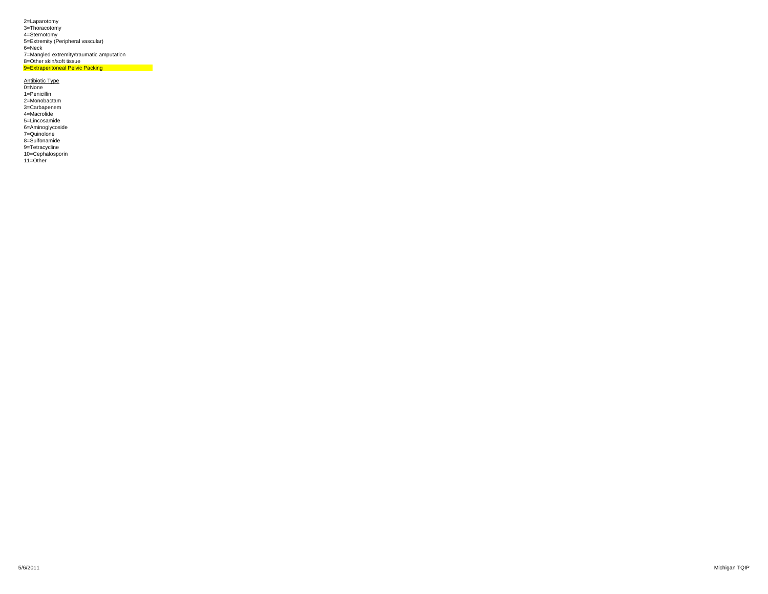2=Laparotomy
3=Thoracotomy
4=Sternotomy
5=Extremity (Peripheral vascular)
6=Neck
7=Mangled extremity/traumatic amputation
8=Other skin/soft tissue
9=Extraperitoneal Pelvic Packing

Antibiotic Type
0=None
1=Penicillin
2=Monobactam
3=Carbapenem
4=Macrolide
5=Lincosamide
6=Aminoglycoside
7=Quinolone
8=Sulfonamide
9=Tetracycline
10=Cephalosporin
11=Other